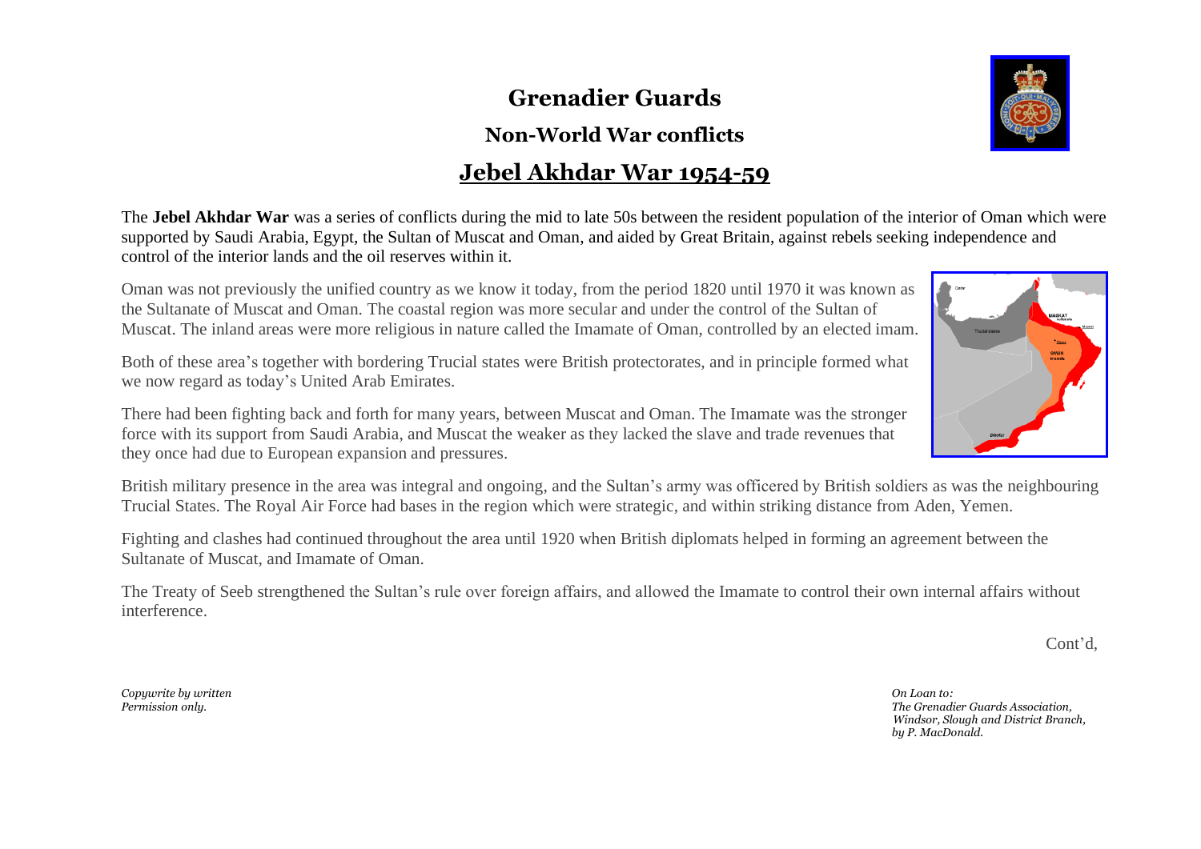# Grenadier Guards

## Non-World War conflicts

## Jebel Akhdar War 1954-59

The **Jebel Akhdar War** was a series of conflicts during the mid to late 50s between the resident population of the interior of Oman which were supported by Saudi Arabia, Egypt, the Sultan of Muscat and Oman, and aided by Great Britain, against rebels seeking independence and control of the interior lands and the oil reserves within it.

Oman was not previously the unified country as we know it today, from the period 1820 until 1970 it was known as the Sultanate of Muscat and Oman. The coastal region was more secular and under the control of the Sultan of Muscat. The inland areas were more religious in nature called the Imamate of Oman, controlled by an elected imam.

Both of these area's together with bordering Trucial states were British protectorates, and in principle formed what we now regard as today's United Arab Emirates.

There had been fighting back and forth for many years, between Muscat and Oman. The Imamate was the stronger force with its support from Saudi Arabia, and Muscat the weaker as they lacked the slave and trade revenues that they once had due to European expansion and pressures.

British military presence in the area was integral and ongoing, and the Sultan's army was officered by British soldiers as was the neighbouring Trucial States. The Royal Air Force had bases in the region which were strategic, and within striking distance from Aden, Yemen.

Fighting and clashes had continued throughout the area until 1920 when British diplomats helped in forming an agreement between the Sultanate of Muscat, and Imamate of Oman.

The Treaty of Seeb strengthened the Sultan's rule over foreign affairs, and allowed the Imamate to control their own internal affairs without interference.

Cont'd,

*Copywrite by written Permission only.*

*On Loan to: The Grenadier Guards Association, Windsor, Slough and District Branch, by P. MacDonald.*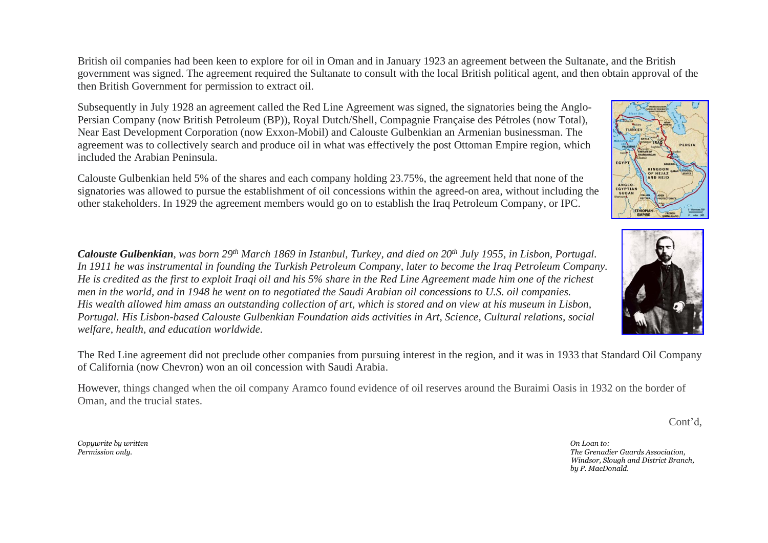British oil companies had been keen to explore for oil in Oman and in January 1923 an agreement between the Sultanate, and the British government was signed. The agreement required the Sultanate to consult with the local British political agent, and then obtain approval of the then British Government for permission to extract oil.

Subsequently in July 1928 an agreement called the Red Line Agreement was signed, the signatories being the Anglo-Persian Company (now British Petroleum (BP)), Royal Dutch/Shell, Compagnie Française des Pétroles (now Total), Near East Development Corporation (now Exxon-Mobil) and Calouste Gulbenkian an Armenian businessman. The agreement was to collectively search and produce oil in what was effectively the post Ottoman Empire region, which included the Arabian Peninsula.

Calouste Gulbenkian held 5% of the shares and each company holding 23.75%, the agreement held that none of the signatories was allowed to pursue the establishment of oil concessions within the agreed-on area, without including the other stakeholders. In 1929 the agreement members would go on to establish the Iraq Petroleum Company, or IPC.

***Calouste Gulbenkian**, was born 29th March 1869 in Istanbul, Turkey, and died on 20th July 1955, in Lisbon, Portugal. In 1911 he was instrumental in founding the Turkish Petroleum Company, later to become the Iraq Petroleum Company. He is credited as the first to exploit Iraqi oil and his 5% share in the Red Line Agreement made him one of the richest men in the world, and in 1948 he went on to negotiated the Saudi Arabian oil concessions to U.S. oil companies. His wealth allowed him amass an outstanding collection of art, which is stored and on view at his museum in Lisbon, Portugal. His Lisbon-based Calouste Gulbenkian Foundation aids activities in Art, Science, Cultural relations, social welfare, health, and education worldwide.*

The Red Line agreement did not preclude other companies from pursuing interest in the region, and it was in 1933 that Standard Oil Company of California (now Chevron) won an oil concession with Saudi Arabia.

However, things changed when the oil company Aramco found evidence of oil reserves around the Buraimi Oasis in 1932 on the border of Oman, and the trucial states.

Cont'd,

*Copywrite by written Permission only.*

*On Loan to: The Grenadier Guards Association, Windsor, Slough and District Branch, by P. MacDonald.*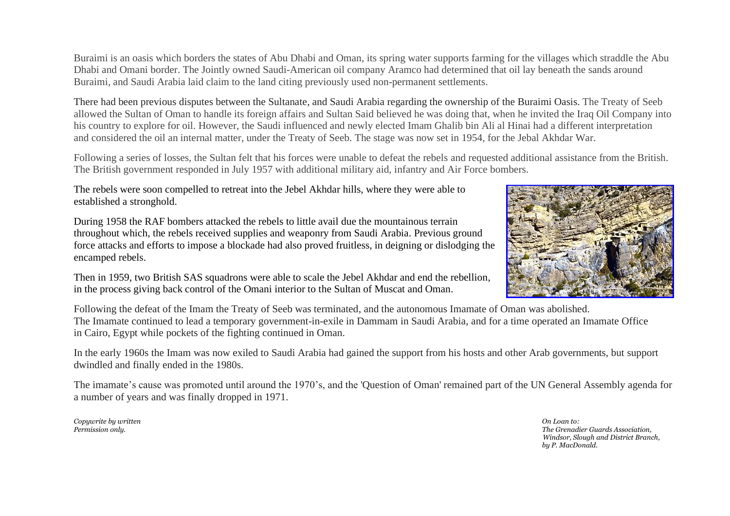Buraimi is an oasis which borders the states of Abu Dhabi and Oman, its spring water supports farming for the villages which straddle the Abu Dhabi and Omani border. The Jointly owned Saudi-American oil company Aramco had determined that oil lay beneath the sands around Buraimi, and Saudi Arabia laid claim to the land citing previously used non-permanent settlements.

There had been previous disputes between the Sultanate, and Saudi Arabia regarding the ownership of the Buraimi Oasis. The Treaty of Seeb allowed the Sultan of Oman to handle its foreign affairs and Sultan Said believed he was doing that, when he invited the Iraq Oil Company into his country to explore for oil. However, the Saudi influenced and newly elected Imam Ghalib bin Ali al Hinai had a different interpretation and considered the oil an internal matter, under the Treaty of Seeb. The stage was now set in 1954, for the Jebal Akhdar War.

Following a series of losses, the Sultan felt that his forces were unable to defeat the rebels and requested additional assistance from the British. The British government responded in July 1957 with additional military aid, infantry and Air Force bombers.

The rebels were soon compelled to retreat into the Jebel Akhdar hills, where they were able to established a stronghold.

During 1958 the RAF bombers attacked the rebels to little avail due the mountainous terrain throughout which, the rebels received supplies and weaponry from Saudi Arabia. Previous ground force attacks and efforts to impose a blockade had also proved fruitless, in deigning or dislodging the encamped rebels.

Then in 1959, two British SAS squadrons were able to scale the Jebel Akhdar and end the rebellion, in the process giving back control of the Omani interior to the Sultan of Muscat and Oman.

Following the defeat of the Imam the Treaty of Seeb was terminated, and the autonomous Imamate of Oman was abolished. The Imamate continued to lead a temporary government-in-exile in Dammam in Saudi Arabia, and for a time operated an Imamate Office in Cairo, Egypt while pockets of the fighting continued in Oman.

In the early 1960s the Imam was now exiled to Saudi Arabia had gained the support from his hosts and other Arab governments, but support dwindled and finally ended in the 1980s.

The imamate's cause was promoted until around the 1970's, and the 'Question of Oman' remained part of the UN General Assembly agenda for a number of years and was finally dropped in 1971.

*Copywrite by written Permission only.*

*On Loan to:*
*The Grenadier Guards Association,*
*Windsor, Slough and District Branch,*
*by P. MacDonald.*